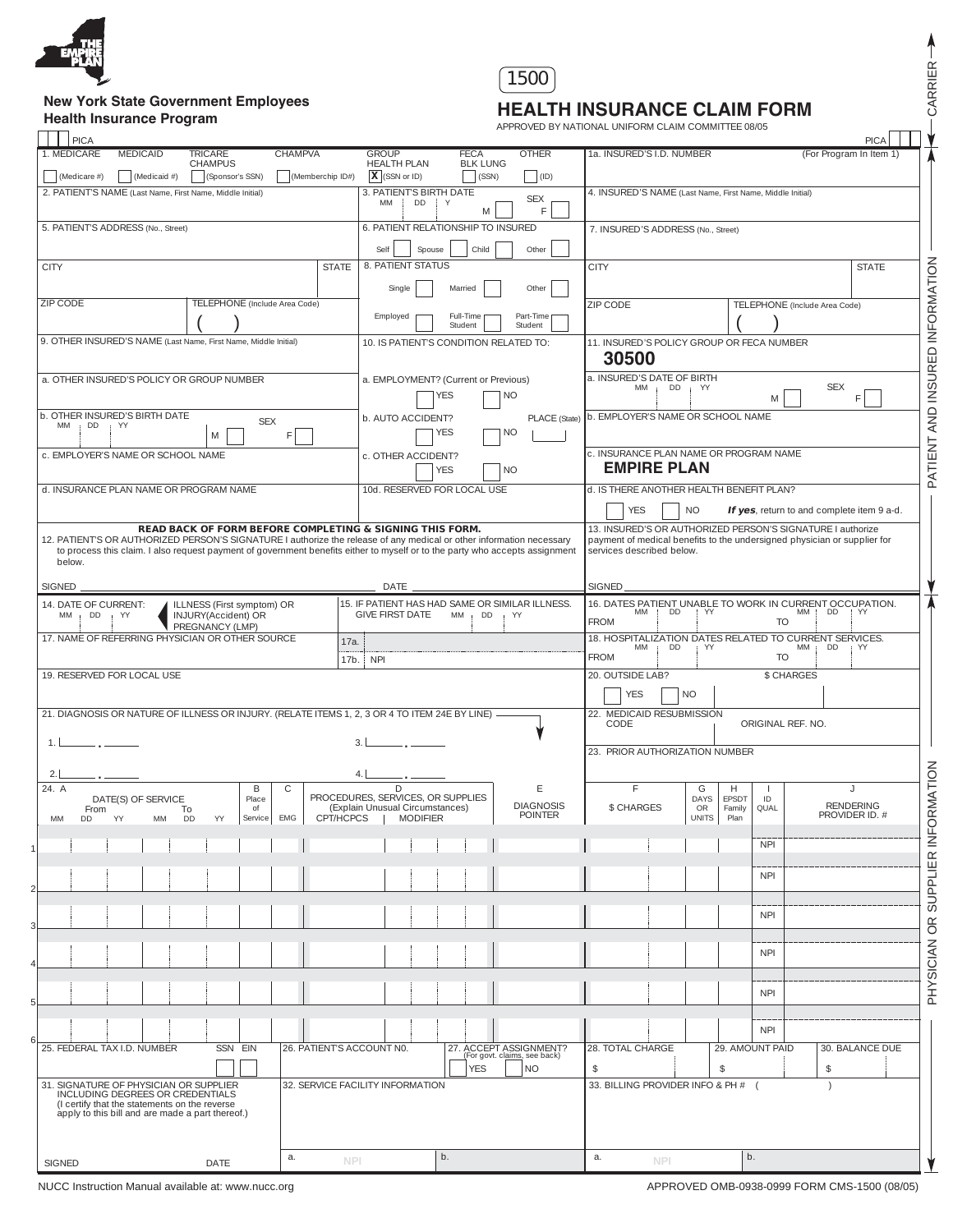THE EMPIRE PLAN

**New York State Government Employees Health Insurance Program**

1500

# HEALTH INSURANCE CLAIM FORM

APPROVED BY NATIONAL UNIFORM CLAIM COMMITTEE 08/05

PICA | PICA

CARRIER

PATIENT AND INSURED INFORMATION

1. MEDICARE (Medicare #) | MEDICAID (Medicaid #) | TRICARE CHAMPUS (Sponsor's SSN) | CHAMPVA (Memberchip ID#) | GROUP HEALTH PLAN **[X]** (SSN or ID) | FECA BLK LUNG (SSN) | OTHER (ID)

1a. INSURED'S I.D. NUMBER (For Program In Item 1)

2. PATIENT'S NAME (Last Name, First Name, Middle Initial)

3. PATIENT'S BIRTH DATE MM DD YY — SEX M F

4. INSURED'S NAME (Last Name, First Name, Middle Initial)

5. PATIENT'S ADDRESS (No., Street)

6. PATIENT RELATIONSHIP TO INSURED — Self / Spouse / Child / Other

7. INSURED'S ADDRESS (No., Street)

CITY — STATE

8. PATIENT STATUS — Single / Married / Other; Employed / Full-Time Student / Part-Time Student

CITY — STATE

ZIP CODE — TELEPHONE (Include Area Code) ( )

ZIP CODE — TELEPHONE (Include Area Code) ( )

9. OTHER INSURED'S NAME (Last Name, First Name, Middle Initial)

10. IS PATIENT'S CONDITION RELATED TO:

11. INSURED'S POLICY GROUP OR FECA NUMBER
**30500**

a. OTHER INSURED'S POLICY OR GROUP NUMBER

a. EMPLOYMENT? (Current or Previous) YES / NO

a. INSURED'S DATE OF BIRTH MM DD YY — SEX M F

b. OTHER INSURED'S BIRTH DATE MM DD YY — SEX M F

b. AUTO ACCIDENT? YES / NO — PLACE (State)

b. EMPLOYER'S NAME OR SCHOOL NAME

c. EMPLOYER'S NAME OR SCHOOL NAME

c. OTHER ACCIDENT? YES / NO

c. INSURANCE PLAN NAME OR PROGRAM NAME
**EMPIRE PLAN**

d. INSURANCE PLAN NAME OR PROGRAM NAME

10d. RESERVED FOR LOCAL USE

d. IS THERE ANOTHER HEALTH BENEFIT PLAN? YES / NO — ***If yes**, return to and complete item 9 a-d.*

**READ BACK OF FORM BEFORE COMPLETING & SIGNING THIS FORM.**

12. PATIENT'S OR AUTHORIZED PERSON'S SIGNATURE I authorize the release of any medical or other information necessary to process this claim. I also request payment of government benefits either to myself or to the party who accepts assignment below.

SIGNED ______ DATE ______

13. INSURED'S OR AUTHORIZED PERSON'S SIGNATURE I authorize payment of medical benefits to the undersigned physician or supplier for services described below.

SIGNED ______

PHYSICIAN OR SUPPLIER INFORMATION

14. DATE OF CURRENT: MM DD YY — ILLNESS (First symptom) OR INJURY(Accident) OR PREGNANCY (LMP)

15. IF PATIENT HAS HAD SAME OR SIMILAR ILLNESS. GIVE FIRST DATE MM DD YY

16. DATES PATIENT UNABLE TO WORK IN CURRENT OCCUPATION. FROM MM DD YY TO MM DD YY

17. NAME OF REFERRING PHYSICIAN OR OTHER SOURCE — 17a. — 17b. NPI

18. HOSPITALIZATION DATES RELATED TO CURRENT SERVICES. FROM MM DD YY TO MM DD YY

19. RESERVED FOR LOCAL USE

20. OUTSIDE LAB? YES / NO — $ CHARGES

21. DIAGNOSIS OR NATURE OF ILLNESS OR INJURY. (RELATE ITEMS 1, 2, 3 OR 4 TO ITEM 24E BY LINE)

1. ___ . ___  3. ___ . ___

2. ___ . ___  4. ___ . ___

22. MEDICAID RESUBMISSION CODE — ORIGINAL REF. NO.

23. PRIOR AUTHORIZATION NUMBER

| 24. A DATE(S) OF SERVICE From MM DD YY | To MM DD YY | B Place of Service | C EMG | D PROCEDURES, SERVICES, OR SUPPLIES (Explain Unusual Circumstances) CPT/HCPCS | MODIFIER | E DIAGNOSIS POINTER | F $ CHARGES | G DAYS OR UNITS | H EPSDT Family Plan | I ID QUAL | J RENDERING PROVIDER ID. # |
|---|---|---|---|---|---|---|---|---|---|---|---|
| 1 | | | | | | | | | | NPI | |
| 2 | | | | | | | | | | NPI | |
| 3 | | | | | | | | | | NPI | |
| 4 | | | | | | | | | | NPI | |
| 5 | | | | | | | | | | NPI | |
| 6 | | | | | | | | | | NPI | |

25. FEDERAL TAX I.D. NUMBER — SSN EIN

26. PATIENT'S ACCOUNT N0.

27. ACCEPT ASSIGNMENT? (For govt. claims, see back) YES / NO

28. TOTAL CHARGE $

29. AMOUNT PAID $

30. BALANCE DUE $

31. SIGNATURE OF PHYSICIAN OR SUPPLIER INCLUDING DEGREES OR CREDENTIALS (I certify that the statements on the reverse apply to this bill and are made a part thereof.)

SIGNED ______ DATE ______

32. SERVICE FACILITY INFORMATION — a. NPI — b.

33. BILLING PROVIDER INFO & PH # ( ) — a. NPI — b.

NUCC Instruction Manual available at: www.nucc.org

APPROVED OMB-0938-0999 FORM CMS-1500 (08/05)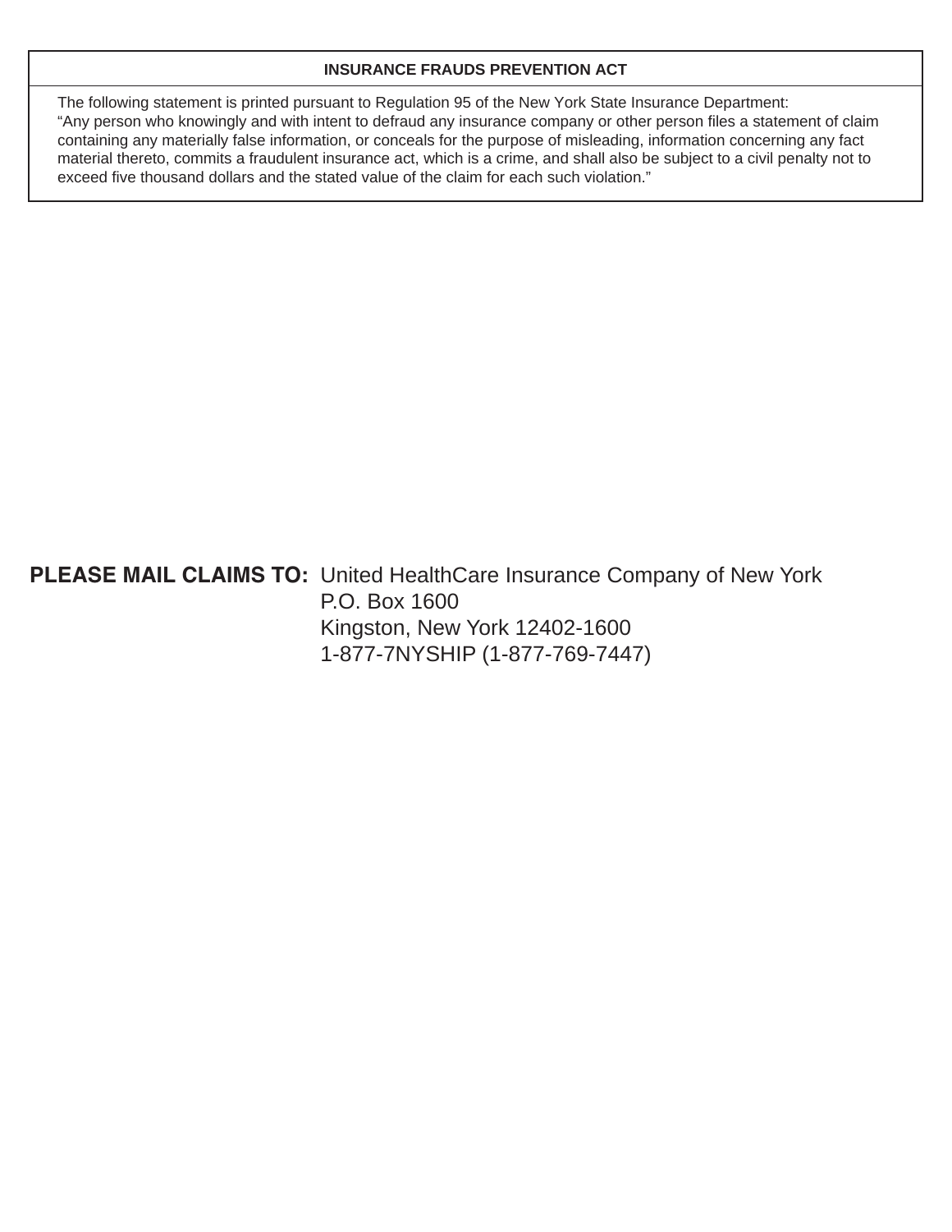## INSURANCE FRAUDS PREVENTION ACT

The following statement is printed pursuant to Regulation 95 of the New York State Insurance Department:
"Any person who knowingly and with intent to defraud any insurance company or other person files a statement of claim containing any materially false information, or conceals for the purpose of misleading, information concerning any fact material thereto, commits a fraudulent insurance act, which is a crime, and shall also be subject to a civil penalty not to exceed five thousand dollars and the stated value of the claim for each such violation."

**PLEASE MAIL CLAIMS TO:** United HealthCare Insurance Company of New York
P.O. Box 1600
Kingston, New York 12402-1600
1-877-7NYSHIP (1-877-769-7447)